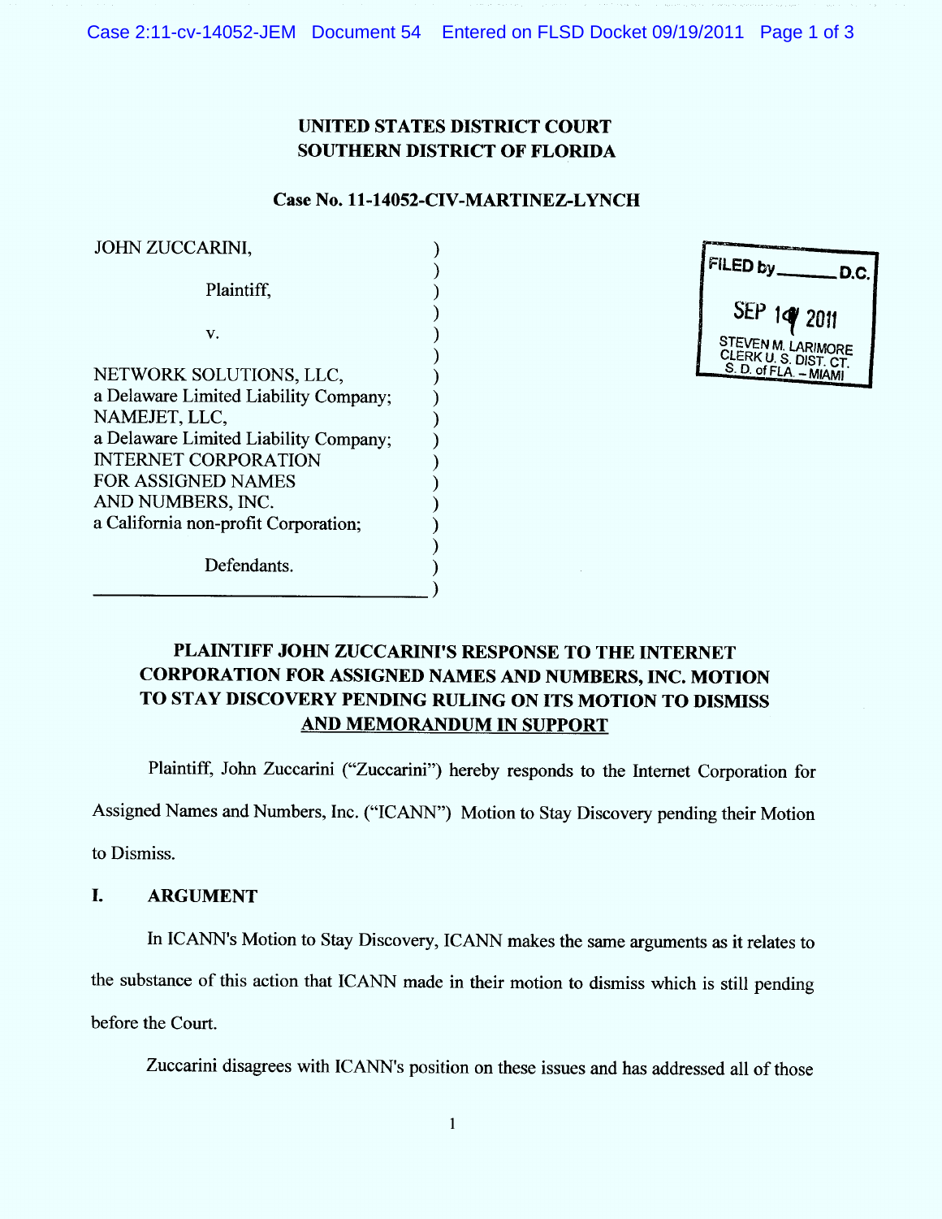**UNITED STATES DISTRICT COURT**
**SOUTHERN DISTRICT OF FLORIDA**

**Case No. 11-14052-CIV-MARTINEZ-LYNCH**

JOHN ZUCCARINI,

Plaintiff,

v.

NETWORK SOLUTIONS, LLC,
a Delaware Limited Liability Company;
NAMEJET, LLC,
a Delaware Limited Liability Company;
INTERNET CORPORATION
FOR ASSIGNED NAMES
AND NUMBERS, INC.
a California non-profit Corporation;

Defendants.

FILED by ______ D.C.
SEP 19 2011
STEVEN M. LARIMORE
CLERK U. S. DIST. CT.
S. D. of FLA. – MIAMI

**PLAINTIFF JOHN ZUCCARINI'S RESPONSE TO THE INTERNET CORPORATION FOR ASSIGNED NAMES AND NUMBERS, INC. MOTION TO STAY DISCOVERY PENDING RULING ON ITS MOTION TO DISMISS AND MEMORANDUM IN SUPPORT**

Plaintiff, John Zuccarini ("Zuccarini") hereby responds to the Internet Corporation for Assigned Names and Numbers, Inc. ("ICANN") Motion to Stay Discovery pending their Motion to Dismiss.

## I. ARGUMENT

In ICANN's Motion to Stay Discovery, ICANN makes the same arguments as it relates to the substance of this action that ICANN made in their motion to dismiss which is still pending before the Court.

Zuccarini disagrees with ICANN's position on these issues and has addressed all of those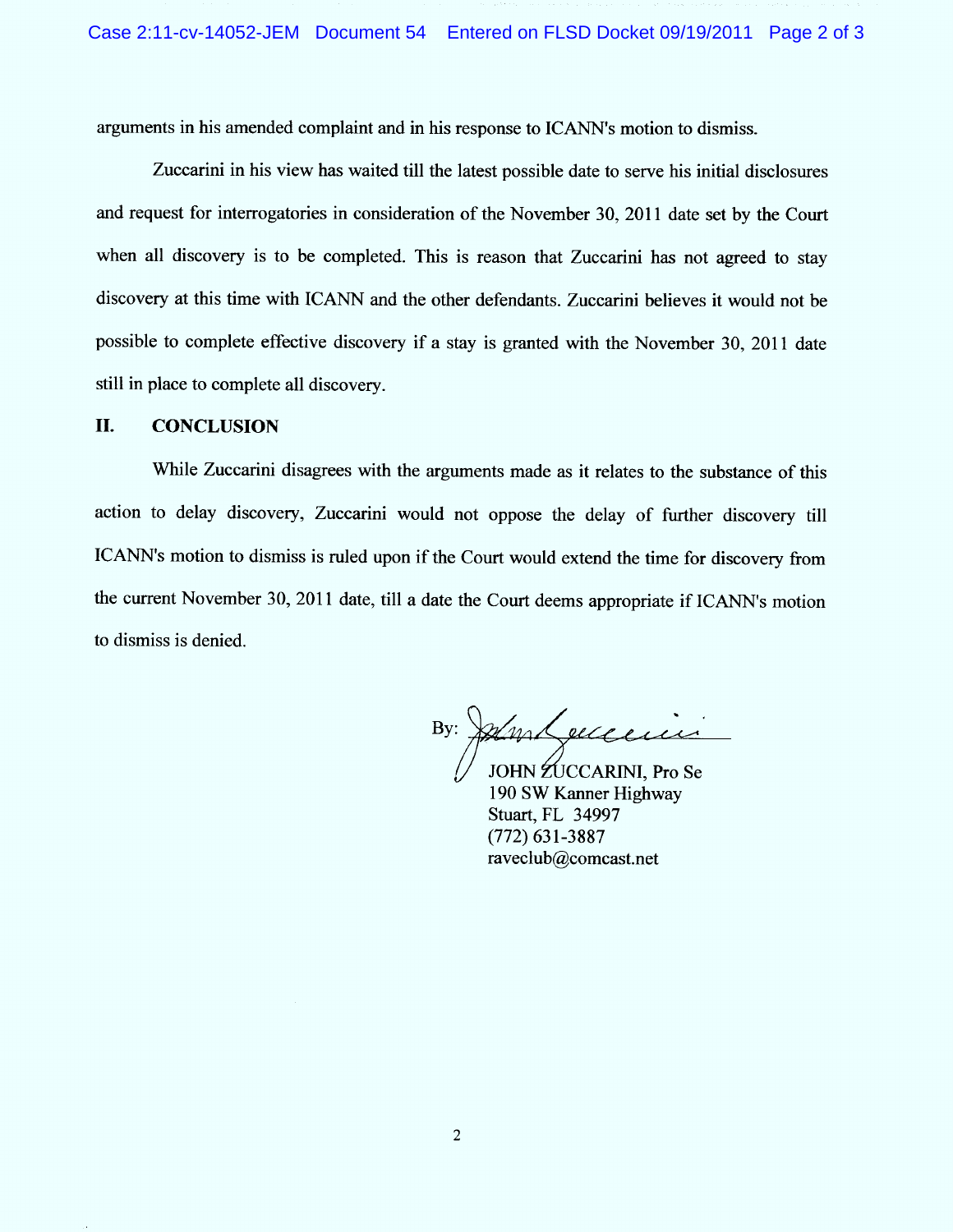arguments in his amended complaint and in his response to ICANN's motion to dismiss.

Zuccarini in his view has waited till the latest possible date to serve his initial disclosures and request for interrogatories in consideration of the November 30, 2011 date set by the Court when all discovery is to be completed. This is reason that Zuccarini has not agreed to stay discovery at this time with ICANN and the other defendants. Zuccarini believes it would not be possible to complete effective discovery if a stay is granted with the November 30, 2011 date still in place to complete all discovery.

## II. CONCLUSION

While Zuccarini disagrees with the arguments made as it relates to the substance of this action to delay discovery, Zuccarini would not oppose the delay of further discovery till ICANN's motion to dismiss is ruled upon if the Court would extend the time for discovery from the current November 30, 2011 date, till a date the Court deems appropriate if ICANN's motion to dismiss is denied.

By: ______________________

JOHN ZUCCARINI, Pro Se
190 SW Kanner Highway
Stuart, FL 34997
(772) 631-3887
raveclub@comcast.net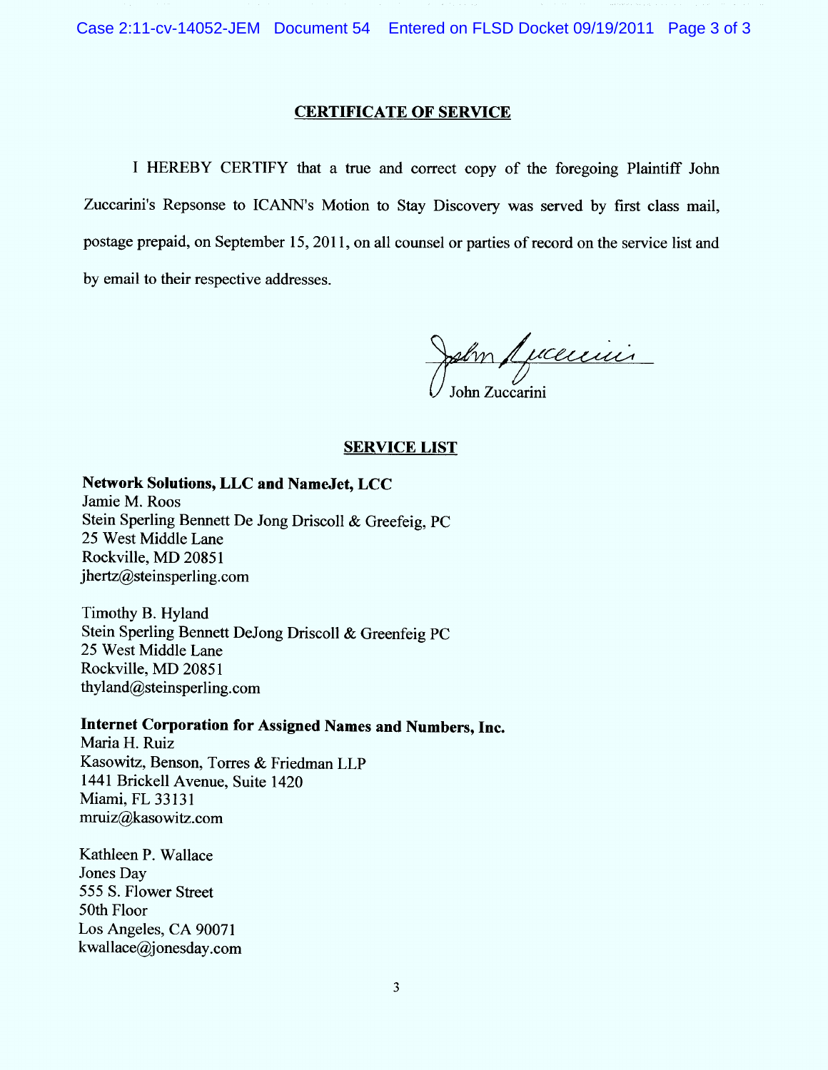## CERTIFICATE OF SERVICE

I HEREBY CERTIFY that a true and correct copy of the foregoing Plaintiff John Zuccarini's Repsonse to ICANN's Motion to Stay Discovery was served by first class mail, postage prepaid, on September 15, 2011, on all counsel or parties of record on the service list and by email to their respective addresses.

John Zuccarini

## SERVICE LIST

**Network Solutions, LLC and NameJet, LCC**
Jamie M. Roos
Stein Sperling Bennett De Jong Driscoll & Greefeig, PC
25 West Middle Lane
Rockville, MD 20851
jhertz@steinsperling.com

Timothy B. Hyland
Stein Sperling Bennett DeJong Driscoll & Greenfeig PC
25 West Middle Lane
Rockville, MD 20851
thyland@steinsperling.com

**Internet Corporation for Assigned Names and Numbers, Inc.**
Maria H. Ruiz
Kasowitz, Benson, Torres & Friedman LLP
1441 Brickell Avenue, Suite 1420
Miami, FL 33131
mruiz@kasowitz.com

Kathleen P. Wallace
Jones Day
555 S. Flower Street
50th Floor
Los Angeles, CA 90071
kwallace@jonesday.com